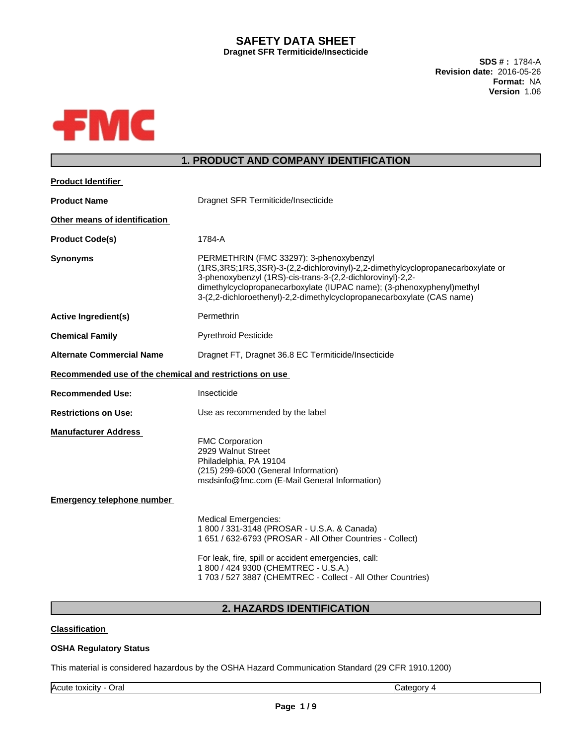# SAFETY DATA SHEET

**Dragnet SFR Termiticide/Insecticide**

**SDS # :** 1784-A
**Revision date:** 2016-05-26
**Format:** NA
**Version** 1.06

FMC

## 1. PRODUCT AND COMPANY IDENTIFICATION

**Product Identifier**

**Product Name** Dragnet SFR Termiticide/Insecticide

**Other means of identification**

**Product Code(s)** 1784-A

**Synonyms** PERMETHRIN (FMC 33297): 3-phenoxybenzyl (1RS,3RS;1RS,3SR)-3-(2,2-dichlorovinyl)-2,2-dimethylcyclopropanecarboxylate or 3-phenoxybenzyl (1RS)-cis-trans-3-(2,2-dichlorovinyl)-2,2-dimethylcyclopropanecarboxylate (IUPAC name); (3-phenoxyphenyl)methyl 3-(2,2-dichloroethenyl)-2,2-dimethylcyclopropanecarboxylate (CAS name)

**Active Ingredient(s)** Permethrin

**Chemical Family** Pyrethroid Pesticide

**Alternate Commercial Name** Dragnet FT, Dragnet 36.8 EC Termiticide/Insecticide

**Recommended use of the chemical and restrictions on use**

**Recommended Use:** Insecticide

**Restrictions on Use:** Use as recommended by the label

**Manufacturer Address**

FMC Corporation
2929 Walnut Street
Philadelphia, PA 19104
(215) 299-6000 (General Information)
msdsinfo@fmc.com (E-Mail General Information)

**Emergency telephone number**

Medical Emergencies:
1 800 / 331-3148 (PROSAR - U.S.A. & Canada)
1 651 / 632-6793 (PROSAR - All Other Countries - Collect)

For leak, fire, spill or accident emergencies, call:
1 800 / 424 9300 (CHEMTREC - U.S.A.)
1 703 / 527 3887 (CHEMTREC - Collect - All Other Countries)

## 2. HAZARDS IDENTIFICATION

**Classification**

**OSHA Regulatory Status**

This material is considered hazardous by the OSHA Hazard Communication Standard (29 CFR 1910.1200)

| Acute toxicity - Oral | Category 4 |
|---|---|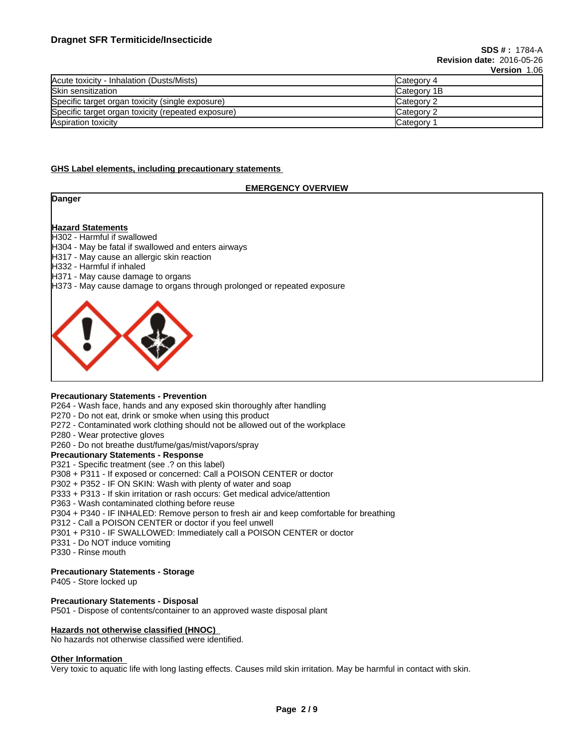| Acute toxicity - Inhalation (Dusts/Mists) | Category 4 |
|---|---|
| Skin sensitization | Category 1B |
| Specific target organ toxicity (single exposure) | Category 2 |
| Specific target organ toxicity (repeated exposure) | Category 2 |
| Aspiration toxicity | Category 1 |

## GHS Label elements, including precautionary statements

### EMERGENCY OVERVIEW

**Danger**

**Hazard Statements**

H302 - Harmful if swallowed
H304 - May be fatal if swallowed and enters airways
H317 - May cause an allergic skin reaction
H332 - Harmful if inhaled
H371 - May cause damage to organs
H373 - May cause damage to organs through prolonged or repeated exposure

**Precautionary Statements - Prevention**

P264 - Wash face, hands and any exposed skin thoroughly after handling
P270 - Do not eat, drink or smoke when using this product
P272 - Contaminated work clothing should not be allowed out of the workplace
P280 - Wear protective gloves
P260 - Do not breathe dust/fume/gas/mist/vapors/spray

**Precautionary Statements - Response**

P321 - Specific treatment (see .? on this label)
P308 + P311 - If exposed or concerned: Call a POISON CENTER or doctor
P302 + P352 - IF ON SKIN: Wash with plenty of water and soap
P333 + P313 - If skin irritation or rash occurs: Get medical advice/attention
P363 - Wash contaminated clothing before reuse
P304 + P340 - IF INHALED: Remove person to fresh air and keep comfortable for breathing
P312 - Call a POISON CENTER or doctor if you feel unwell
P301 + P310 - IF SWALLOWED: Immediately call a POISON CENTER or doctor
P331 - Do NOT induce vomiting
P330 - Rinse mouth

**Precautionary Statements - Storage**

P405 - Store locked up

**Precautionary Statements - Disposal**

P501 - Dispose of contents/container to an approved waste disposal plant

## Hazards not otherwise classified (HNOC)

No hazards not otherwise classified were identified.

## Other Information

Very toxic to aquatic life with long lasting effects. Causes mild skin irritation. May be harmful in contact with skin.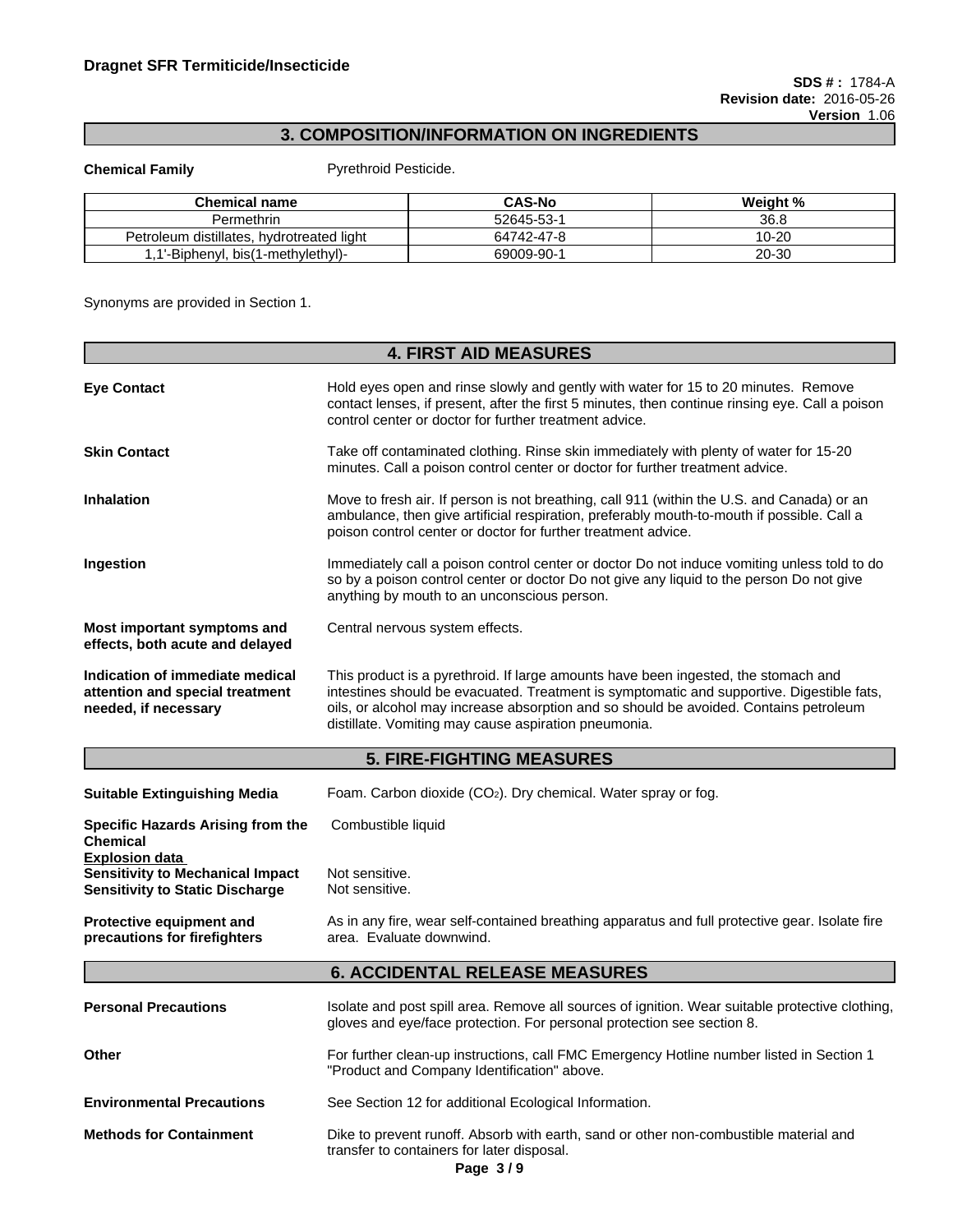## 3. COMPOSITION/INFORMATION ON INGREDIENTS

**Chemical Family** Pyrethroid Pesticide.

| Chemical name | CAS-No | Weight % |
|---|---|---|
| Permethrin | 52645-53-1 | 36.8 |
| Petroleum distillates, hydrotreated light | 64742-47-8 | 10-20 |
| 1,1'-Biphenyl, bis(1-methylethyl)- | 69009-90-1 | 20-30 |

Synonyms are provided in Section 1.

## 4. FIRST AID MEASURES

**Eye Contact**
Hold eyes open and rinse slowly and gently with water for 15 to 20 minutes. Remove contact lenses, if present, after the first 5 minutes, then continue rinsing eye. Call a poison control center or doctor for further treatment advice.

**Skin Contact**
Take off contaminated clothing. Rinse skin immediately with plenty of water for 15-20 minutes. Call a poison control center or doctor for further treatment advice.

**Inhalation**
Move to fresh air. If person is not breathing, call 911 (within the U.S. and Canada) or an ambulance, then give artificial respiration, preferably mouth-to-mouth if possible. Call a poison control center or doctor for further treatment advice.

**Ingestion**
Immediately call a poison control center or doctor Do not induce vomiting unless told to do so by a poison control center or doctor Do not give any liquid to the person Do not give anything by mouth to an unconscious person.

**Most important symptoms and effects, both acute and delayed**
Central nervous system effects.

**Indication of immediate medical attention and special treatment needed, if necessary**
This product is a pyrethroid. If large amounts have been ingested, the stomach and intestines should be evacuated. Treatment is symptomatic and supportive. Digestible fats, oils, or alcohol may increase absorption and so should be avoided. Contains petroleum distillate. Vomiting may cause aspiration pneumonia.

## 5. FIRE-FIGHTING MEASURES

**Suitable Extinguishing Media**
Foam. Carbon dioxide ($CO_2$). Dry chemical. Water spray or fog.

**Specific Hazards Arising from the Chemical**
Combustible liquid

**Explosion data**

**Sensitivity to Mechanical Impact** Not sensitive.

**Sensitivity to Static Discharge** Not sensitive.

**Protective equipment and precautions for firefighters**
As in any fire, wear self-contained breathing apparatus and full protective gear. Isolate fire area. Evaluate downwind.

## 6. ACCIDENTAL RELEASE MEASURES

**Personal Precautions**
Isolate and post spill area. Remove all sources of ignition. Wear suitable protective clothing, gloves and eye/face protection. For personal protection see section 8.

**Other**
For further clean-up instructions, call FMC Emergency Hotline number listed in Section 1 "Product and Company Identification" above.

**Environmental Precautions**
See Section 12 for additional Ecological Information.

**Methods for Containment**
Dike to prevent runoff. Absorb with earth, sand or other non-combustible material and transfer to containers for later disposal.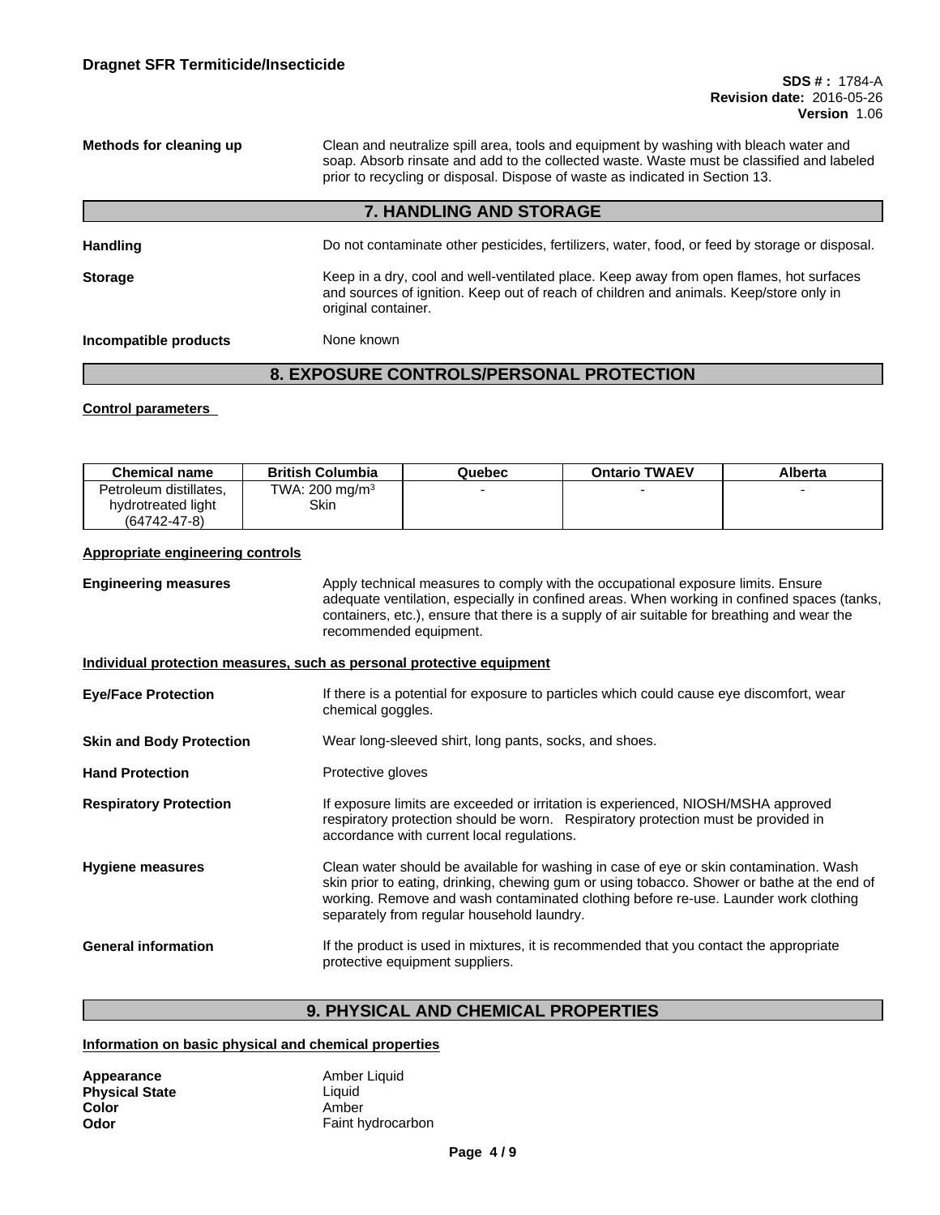**Methods for cleaning up** Clean and neutralize spill area, tools and equipment by washing with bleach water and soap. Absorb rinsate and add to the collected waste. Waste must be classified and labeled prior to recycling or disposal. Dispose of waste as indicated in Section 13.

## 7. HANDLING AND STORAGE

**Handling** Do not contaminate other pesticides, fertilizers, water, food, or feed by storage or disposal.

**Storage** Keep in a dry, cool and well-ventilated place. Keep away from open flames, hot surfaces and sources of ignition. Keep out of reach of children and animals. Keep/store only in original container.

**Incompatible products** None known

## 8. EXPOSURE CONTROLS/PERSONAL PROTECTION

**Control parameters**

| Chemical name | British Columbia | Quebec | Ontario TWAEV | Alberta |
|---|---|---|---|---|
| Petroleum distillates, hydrotreated light (64742-47-8) | TWA: 200 mg/m³ Skin | - | - | - |

**Appropriate engineering controls**

**Engineering measures** Apply technical measures to comply with the occupational exposure limits. Ensure adequate ventilation, especially in confined areas. When working in confined spaces (tanks, containers, etc.), ensure that there is a supply of air suitable for breathing and wear the recommended equipment.

**Individual protection measures, such as personal protective equipment**

**Eye/Face Protection** If there is a potential for exposure to particles which could cause eye discomfort, wear chemical goggles.

**Skin and Body Protection** Wear long-sleeved shirt, long pants, socks, and shoes.

**Hand Protection** Protective gloves

**Respiratory Protection** If exposure limits are exceeded or irritation is experienced, NIOSH/MSHA approved respiratory protection should be worn. Respiratory protection must be provided in accordance with current local regulations.

**Hygiene measures** Clean water should be available for washing in case of eye or skin contamination. Wash skin prior to eating, drinking, chewing gum or using tobacco. Shower or bathe at the end of working. Remove and wash contaminated clothing before re-use. Launder work clothing separately from regular household laundry.

**General information** If the product is used in mixtures, it is recommended that you contact the appropriate protective equipment suppliers.

## 9. PHYSICAL AND CHEMICAL PROPERTIES

**Information on basic physical and chemical properties**

**Appearance** Amber Liquid
**Physical State** Liquid
**Color** Amber
**Odor** Faint hydrocarbon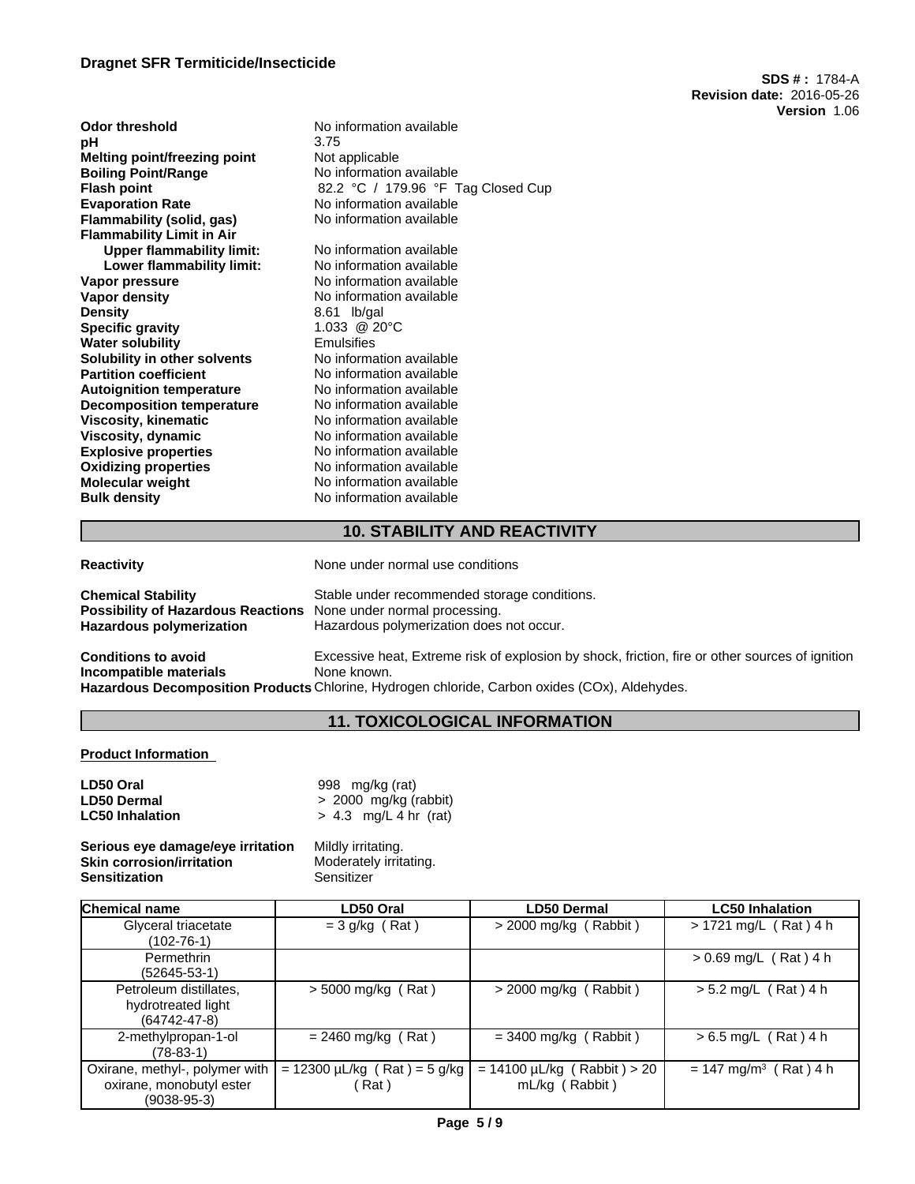| | |
|---|---|
| **Odor threshold** | No information available |
| **pH** | 3.75 |
| **Melting point/freezing point** | Not applicable |
| **Boiling Point/Range** | No information available |
| **Flash point** | 82.2 °C / 179.96 °F Tag Closed Cup |
| **Evaporation Rate** | No information available |
| **Flammability (solid, gas)** | No information available |
| **Flammability Limit in Air** | |
| **Upper flammability limit:** | No information available |
| **Lower flammability limit:** | No information available |
| **Vapor pressure** | No information available |
| **Vapor density** | No information available |
| **Density** | 8.61 lb/gal |
| **Specific gravity** | 1.033 @ 20°C |
| **Water solubility** | Emulsifies |
| **Solubility in other solvents** | No information available |
| **Partition coefficient** | No information available |
| **Autoignition temperature** | No information available |
| **Decomposition temperature** | No information available |
| **Viscosity, kinematic** | No information available |
| **Viscosity, dynamic** | No information available |
| **Explosive properties** | No information available |
| **Oxidizing properties** | No information available |
| **Molecular weight** | No information available |
| **Bulk density** | No information available |

## 10. STABILITY AND REACTIVITY

**Reactivity** None under normal use conditions

**Chemical Stability** Stable under recommended storage conditions.
**Possibility of Hazardous Reactions** None under normal processing.
**Hazardous polymerization** Hazardous polymerization does not occur.

**Conditions to avoid** Excessive heat, Extreme risk of explosion by shock, friction, fire or other sources of ignition
**Incompatible materials** None known.
**Hazardous Decomposition Products** Chlorine, Hydrogen chloride, Carbon oxides (COx), Aldehydes.

## 11. TOXICOLOGICAL INFORMATION

**Product Information**

**LD50 Oral** 998 mg/kg (rat)
**LD50 Dermal** > 2000 mg/kg (rabbit)
**LC50 Inhalation** > 4.3 mg/L 4 hr (rat)

**Serious eye damage/eye irritation** Mildly irritating.
**Skin corrosion/irritation** Moderately irritating.
**Sensitization** Sensitizer

| Chemical name | LD50 Oral | LD50 Dermal | LC50 Inhalation |
|---|---|---|---|
| Glyceral triacetate (102-76-1) | = 3 g/kg ( Rat ) | > 2000 mg/kg ( Rabbit ) | > 1721 mg/L ( Rat ) 4 h |
| Permethrin (52645-53-1) | | | > 0.69 mg/L ( Rat ) 4 h |
| Petroleum distillates, hydrotreated light (64742-47-8) | > 5000 mg/kg ( Rat ) | > 2000 mg/kg ( Rabbit ) | > 5.2 mg/L ( Rat ) 4 h |
| 2-methylpropan-1-ol (78-83-1) | = 2460 mg/kg ( Rat ) | = 3400 mg/kg ( Rabbit ) | > 6.5 mg/L ( Rat ) 4 h |
| Oxirane, methyl-, polymer with oxirane, monobutyl ester (9038-95-3) | = 12300 µL/kg ( Rat ) = 5 g/kg ( Rat ) | = 14100 µL/kg ( Rabbit ) > 20 mL/kg ( Rabbit ) | = 147 mg/m³ ( Rat ) 4 h |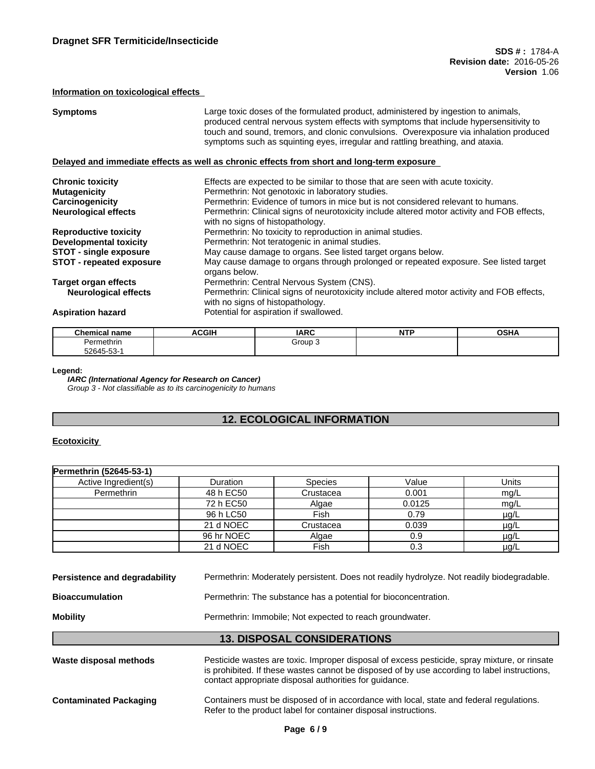### Information on toxicological effects

**Symptoms** Large toxic doses of the formulated product, administered by ingestion to animals, produced central nervous system effects with symptoms that include hypersensitivity to touch and sound, tremors, and clonic convulsions. Overexposure via inhalation produced symptoms such as squinting eyes, irregular and rattling breathing, and ataxia.

### Delayed and immediate effects as well as chronic effects from short and long-term exposure

**Chronic toxicity** Effects are expected to be similar to those that are seen with acute toxicity.

**Mutagenicity** Permethrin: Not genotoxic in laboratory studies.

**Carcinogenicity** Permethrin: Evidence of tumors in mice but is not considered relevant to humans.

**Neurological effects** Permethrin: Clinical signs of neurotoxicity include altered motor activity and FOB effects, with no signs of histopathology.

**Reproductive toxicity** Permethrin: No toxicity to reproduction in animal studies.

**Developmental toxicity** Permethrin: Not teratogenic in animal studies.

**STOT - single exposure** May cause damage to organs. See listed target organs below.

**STOT - repeated exposure** May cause damage to organs through prolonged or repeated exposure. See listed target organs below.

**Target organ effects** Permethrin: Central Nervous System (CNS).

**Neurological effects** Permethrin: Clinical signs of neurotoxicity include altered motor activity and FOB effects, with no signs of histopathology.

**Aspiration hazard** Potential for aspiration if swallowed.

| Chemical name | ACGIH | IARC | NTP | OSHA |
|---|---|---|---|---|
| Permethrin 52645-53-1 | | Group 3 | | |

**Legend:**
***IARC (International Agency for Research on Cancer)***
*Group 3 - Not classifiable as to its carcinogenicity to humans*

## 12. ECOLOGICAL INFORMATION

### Ecotoxicity

| Permethrin (52645-53-1) | | | | |
|---|---|---|---|---|
| Active Ingredient(s) | Duration | Species | Value | Units |
| Permethrin | 48 h EC50 | Crustacea | 0.001 | mg/L |
| | 72 h EC50 | Algae | 0.0125 | mg/L |
| | 96 h LC50 | Fish | 0.79 | µg/L |
| | 21 d NOEC | Crustacea | 0.039 | µg/L |
| | 96 hr NOEC | Algae | 0.9 | µg/L |
| | 21 d NOEC | Fish | 0.3 | µg/L |

**Persistence and degradability** Permethrin: Moderately persistent. Does not readily hydrolyze. Not readily biodegradable.

**Bioaccumulation** Permethrin: The substance has a potential for bioconcentration.

**Mobility** Permethrin: Immobile; Not expected to reach groundwater.

## 13. DISPOSAL CONSIDERATIONS

**Waste disposal methods** Pesticide wastes are toxic. Improper disposal of excess pesticide, spray mixture, or rinsate is prohibited. If these wastes cannot be disposed of by use according to label instructions, contact appropriate disposal authorities for guidance.

**Contaminated Packaging** Containers must be disposed of in accordance with local, state and federal regulations. Refer to the product label for container disposal instructions.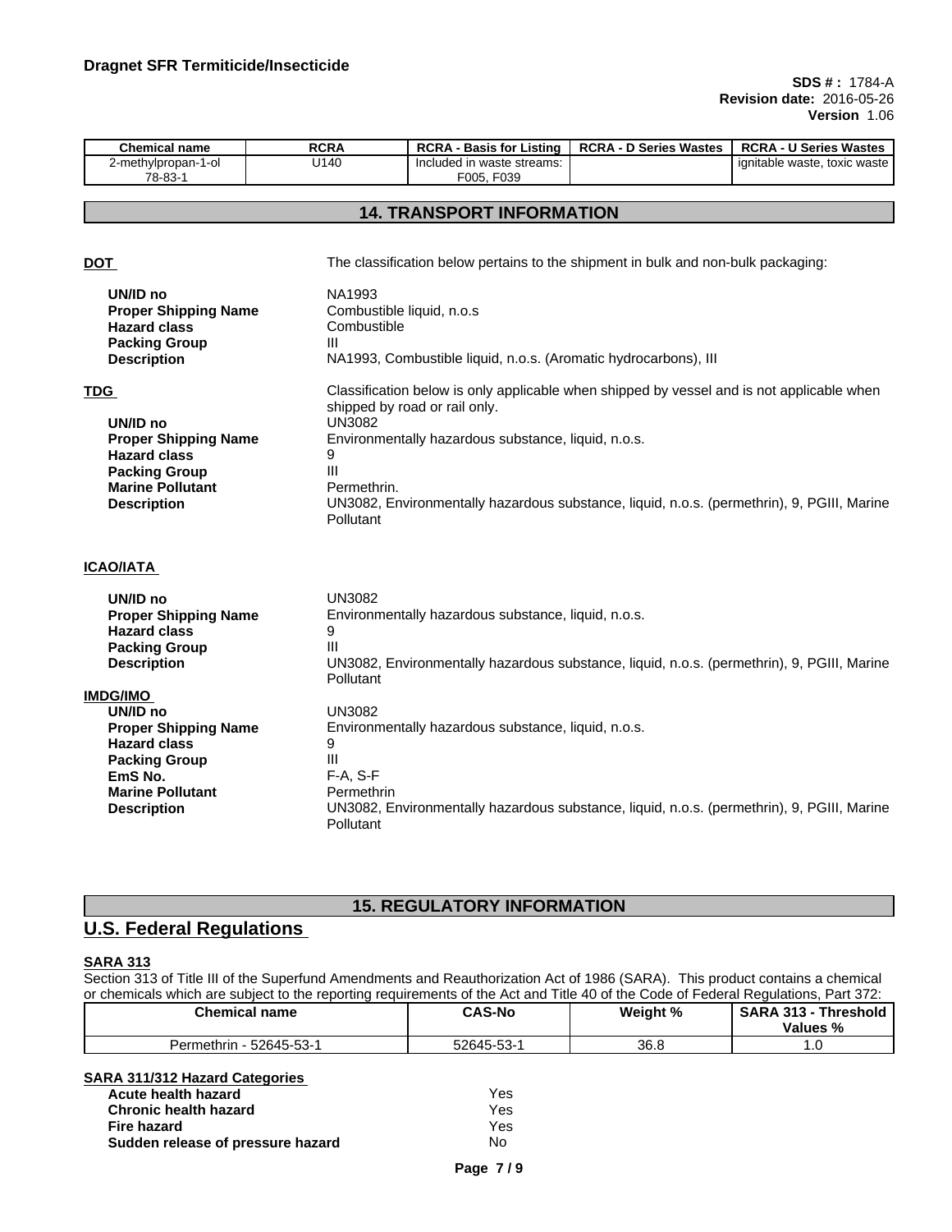| Chemical name | RCRA | RCRA - Basis for Listing | RCRA - D Series Wastes | RCRA - U Series Wastes |
|---|---|---|---|---|
| 2-methylpropan-1-ol 78-83-1 | U140 | Included in waste streams: F005, F039 | | ignitable waste, toxic waste |

## 14. TRANSPORT INFORMATION

**DOT** The classification below pertains to the shipment in bulk and non-bulk packaging:

| | |
|---|---|
| **UN/ID no** | NA1993 |
| **Proper Shipping Name** | Combustible liquid, n.o.s |
| **Hazard class** | Combustible |
| **Packing Group** | III |
| **Description** | NA1993, Combustible liquid, n.o.s. (Aromatic hydrocarbons), III |

**TDG** Classification below is only applicable when shipped by vessel and is not applicable when shipped by road or rail only.

| | |
|---|---|
| **UN/ID no** | UN3082 |
| **Proper Shipping Name** | Environmentally hazardous substance, liquid, n.o.s. |
| **Hazard class** | 9 |
| **Packing Group** | III |
| **Marine Pollutant** | Permethrin. |
| **Description** | UN3082, Environmentally hazardous substance, liquid, n.o.s. (permethrin), 9, PGIII, Marine Pollutant |

**ICAO/IATA**

| | |
|---|---|
| **UN/ID no** | UN3082 |
| **Proper Shipping Name** | Environmentally hazardous substance, liquid, n.o.s. |
| **Hazard class** | 9 |
| **Packing Group** | III |
| **Description** | UN3082, Environmentally hazardous substance, liquid, n.o.s. (permethrin), 9, PGIII, Marine Pollutant |

**IMDG/IMO**

| | |
|---|---|
| **UN/ID no** | UN3082 |
| **Proper Shipping Name** | Environmentally hazardous substance, liquid, n.o.s. |
| **Hazard class** | 9 |
| **Packing Group** | III |
| **EmS No.** | F-A, S-F |
| **Marine Pollutant** | Permethrin |
| **Description** | UN3082, Environmentally hazardous substance, liquid, n.o.s. (permethrin), 9, PGIII, Marine Pollutant |

## 15. REGULATORY INFORMATION

## U.S. Federal Regulations

**SARA 313**

Section 313 of Title III of the Superfund Amendments and Reauthorization Act of 1986 (SARA). This product contains a chemical or chemicals which are subject to the reporting requirements of the Act and Title 40 of the Code of Federal Regulations, Part 372:

| Chemical name | CAS-No | Weight % | SARA 313 - Threshold Values % |
|---|---|---|---|
| Permethrin - 52645-53-1 | 52645-53-1 | 36.8 | 1.0 |

**SARA 311/312 Hazard Categories**

| | |
|---|---|
| **Acute health hazard** | Yes |
| **Chronic health hazard** | Yes |
| **Fire hazard** | Yes |
| **Sudden release of pressure hazard** | No |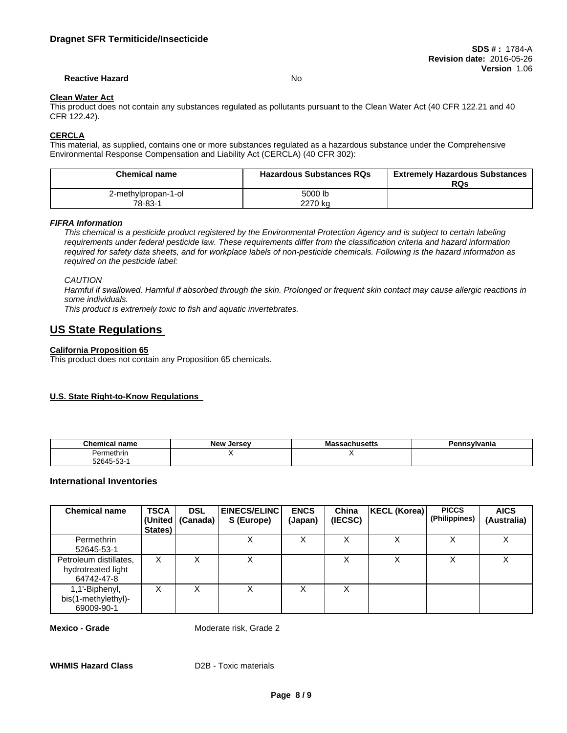**Reactive Hazard** No

**Clean Water Act**

This product does not contain any substances regulated as pollutants pursuant to the Clean Water Act (40 CFR 122.21 and 40 CFR 122.42).

**CERCLA**

This material, as supplied, contains one or more substances regulated as a hazardous substance under the Comprehensive Environmental Response Compensation and Liability Act (CERCLA) (40 CFR 302):

| Chemical name | Hazardous Substances RQs | Extremely Hazardous Substances RQs |
|---|---|---|
| 2-methylpropan-1-ol<br>78-83-1 | 5000 lb<br>2270 kg | |

***FIFRA Information***

*This chemical is a pesticide product registered by the Environmental Protection Agency and is subject to certain labeling requirements under federal pesticide law. These requirements differ from the classification criteria and hazard information required for safety data sheets, and for workplace labels of non-pesticide chemicals. Following is the hazard information as required on the pesticide label:*

*CAUTION*

*Harmful if swallowed. Harmful if absorbed through the skin. Prolonged or frequent skin contact may cause allergic reactions in some individuals.*

*This product is extremely toxic to fish and aquatic invertebrates.*

## US State Regulations

**California Proposition 65**

This product does not contain any Proposition 65 chemicals.

**U.S. State Right-to-Know Regulations**

| Chemical name | New Jersey | Massachusetts | Pennsylvania |
|---|---|---|---|
| Permethrin<br>52645-53-1 | X | X | |

## International Inventories

| Chemical name | TSCA (United States) | DSL (Canada) | EINECS/ELINCS (Europe) | ENCS (Japan) | China (IECSC) | KECL (Korea) | PICCS (Philippines) | AICS (Australia) |
|---|---|---|---|---|---|---|---|---|
| Permethrin<br>52645-53-1 | | | X | X | X | X | X | X |
| Petroleum distillates, hydrotreated light<br>64742-47-8 | X | X | X | | X | X | X | X |
| 1,1'-Biphenyl, bis(1-methylethyl)-<br>69009-90-1 | X | X | X | X | X | | | |

**Mexico - Grade** Moderate risk, Grade 2

**WHMIS Hazard Class** D2B - Toxic materials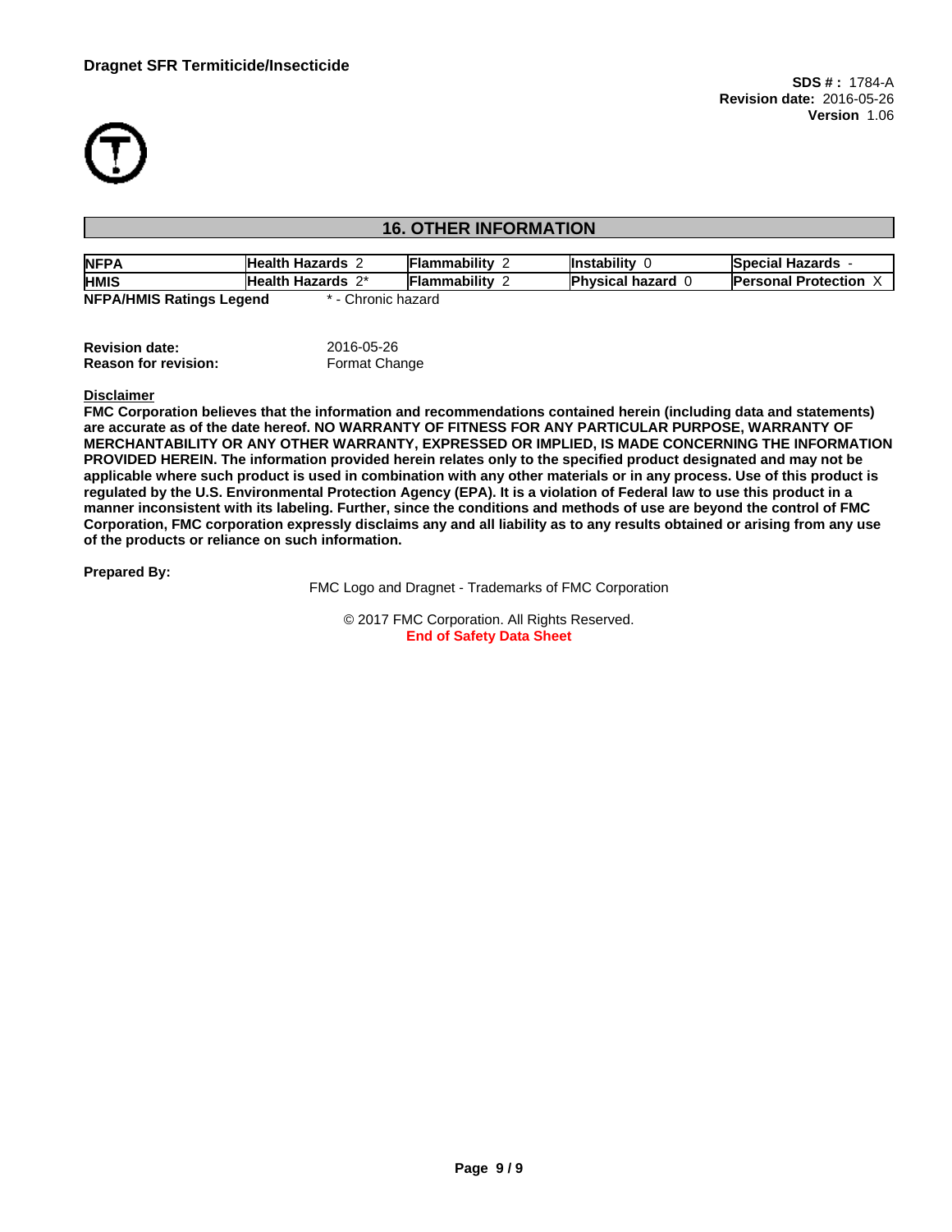## 16. OTHER INFORMATION

| | | | | |
|---|---|---|---|---|
| **NFPA** | **Health Hazards** 2 | **Flammability** 2 | **Instability** 0 | **Special Hazards** - |
| **HMIS** | **Health Hazards** 2* | **Flammability** 2 | **Physical hazard** 0 | **Personal Protection** X |

**NFPA/HMIS Ratings Legend** * - Chronic hazard

**Revision date:** 2016-05-26
**Reason for revision:** Format Change

**Disclaimer**

**FMC Corporation believes that the information and recommendations contained herein (including data and statements) are accurate as of the date hereof. NO WARRANTY OF FITNESS FOR ANY PARTICULAR PURPOSE, WARRANTY OF MERCHANTABILITY OR ANY OTHER WARRANTY, EXPRESSED OR IMPLIED, IS MADE CONCERNING THE INFORMATION PROVIDED HEREIN. The information provided herein relates only to the specified product designated and may not be applicable where such product is used in combination with any other materials or in any process. Use of this product is regulated by the U.S. Environmental Protection Agency (EPA). It is a violation of Federal law to use this product in a manner inconsistent with its labeling. Further, since the conditions and methods of use are beyond the control of FMC Corporation, FMC corporation expressly disclaims any and all liability as to any results obtained or arising from any use of the products or reliance on such information.**

**Prepared By:**

FMC Logo and Dragnet - Trademarks of FMC Corporation

© 2017 FMC Corporation. All Rights Reserved.

**End of Safety Data Sheet**